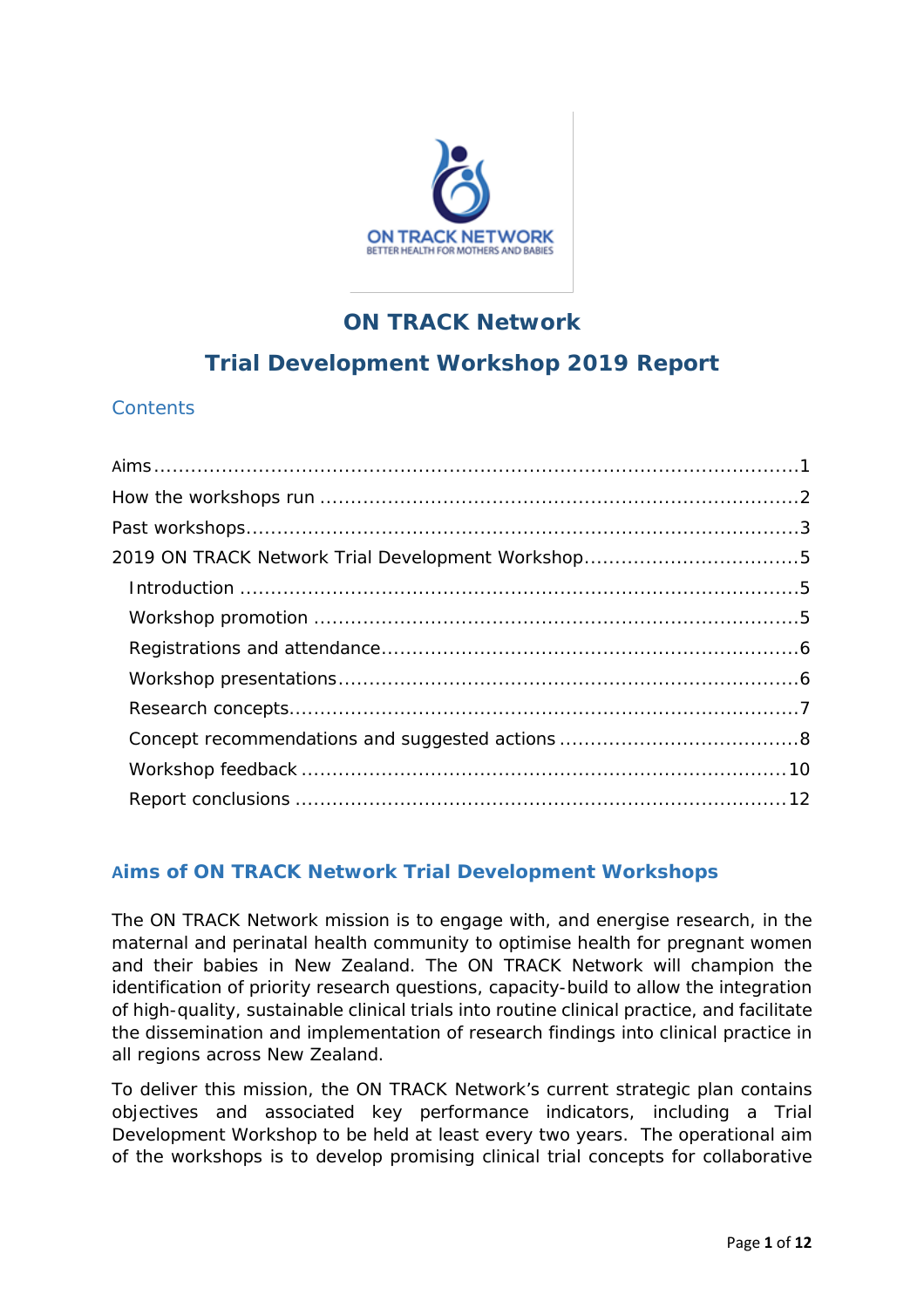# ON TRACK Network

# Trial Development Workshop 2019 Report

## Contents

Aims ........................................................................................................1
How the workshops run ............................................................................2
Past workshops.........................................................................................3
2019 ON TRACK Network Trial Development Workshop..................................5
  Introduction .........................................................................................5
  Workshop promotion ..............................................................................5
  Registrations and attendance...................................................................6
  Workshop presentations..........................................................................6
  Research concepts..................................................................................7
  Concept recommendations and suggested actions .......................................8
  Workshop feedback ...............................................................................10
  Report conclusions ...............................................................................12

## Aims of ON TRACK Network Trial Development Workshops

The ON TRACK Network mission is to engage with, and energise research, in the maternal and perinatal health community to optimise health for pregnant women and their babies in New Zealand. The ON TRACK Network will champion the identification of priority research questions, capacity-build to allow the integration of high-quality, sustainable clinical trials into routine clinical practice, and facilitate the dissemination and implementation of research findings into clinical practice in all regions across New Zealand.

To deliver this mission, the ON TRACK Network's current strategic plan contains objectives and associated key performance indicators, including a Trial Development Workshop to be held at least every two years. The operational aim of the workshops is to develop promising clinical trial concepts for collaborative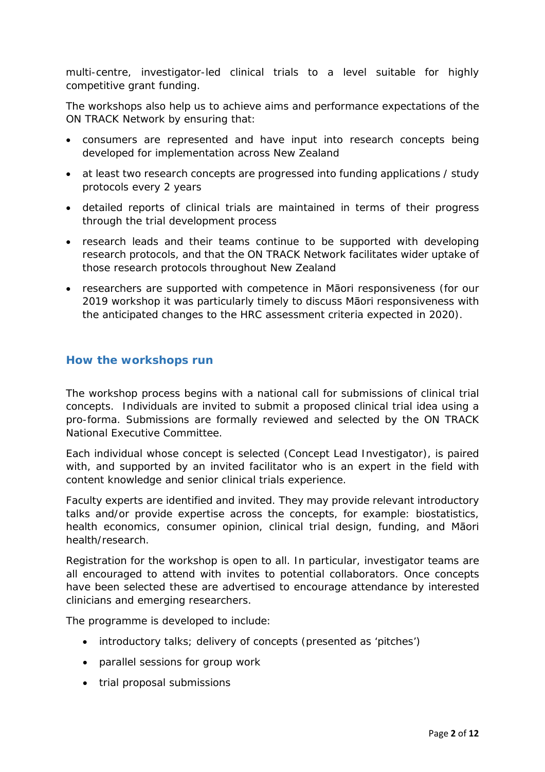multi-centre, investigator-led clinical trials to a level suitable for highly competitive grant funding.

The workshops also help us to achieve aims and performance expectations of the ON TRACK Network by ensuring that:

- consumers are represented and have input into research concepts being developed for implementation across New Zealand
- at least two research concepts are progressed into funding applications / study protocols every 2 years
- detailed reports of clinical trials are maintained in terms of their progress through the trial development process
- research leads and their teams continue to be supported with developing research protocols, and that the ON TRACK Network facilitates wider uptake of those research protocols throughout New Zealand
- researchers are supported with competence in Māori responsiveness (for our 2019 workshop it was particularly timely to discuss Māori responsiveness with the anticipated changes to the HRC assessment criteria expected in 2020).

## How the workshops run

The workshop process begins with a national call for submissions of clinical trial concepts. Individuals are invited to submit a proposed clinical trial idea using a pro-forma. Submissions are formally reviewed and selected by the ON TRACK National Executive Committee.

Each individual whose concept is selected (Concept Lead Investigator), is paired with, and supported by an invited facilitator who is an expert in the field with content knowledge and senior clinical trials experience.

Faculty experts are identified and invited. They may provide relevant introductory talks and/or provide expertise across the concepts, for example: biostatistics, health economics, consumer opinion, clinical trial design, funding, and Māori health/research.

Registration for the workshop is open to all. In particular, investigator teams are all encouraged to attend with invites to potential collaborators. Once concepts have been selected these are advertised to encourage attendance by interested clinicians and emerging researchers.

The programme is developed to include:

- introductory talks; delivery of concepts (presented as 'pitches')
- parallel sessions for group work
- trial proposal submissions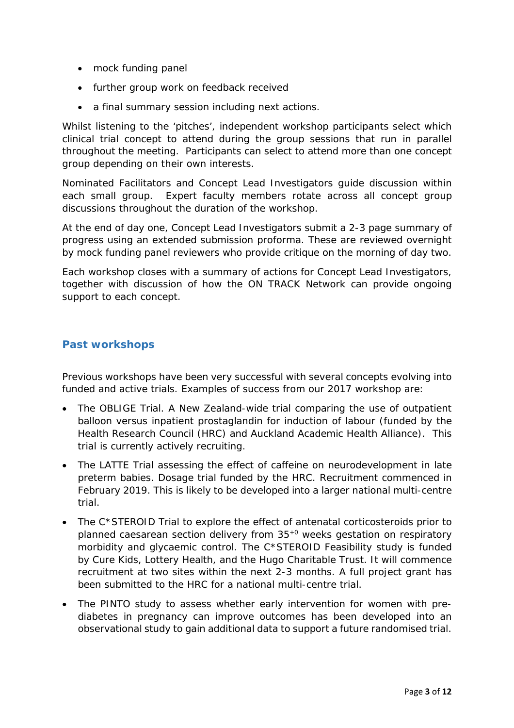- mock funding panel
- further group work on feedback received
- a final summary session including next actions.

Whilst listening to the 'pitches', independent workshop participants select which clinical trial concept to attend during the group sessions that run in parallel throughout the meeting. Participants can select to attend more than one concept group depending on their own interests.

Nominated Facilitators and Concept Lead Investigators guide discussion within each small group. Expert faculty members rotate across all concept group discussions throughout the duration of the workshop.

At the end of day one, Concept Lead Investigators submit a 2-3 page summary of progress using an extended submission proforma. These are reviewed overnight by mock funding panel reviewers who provide critique on the morning of day two.

Each workshop closes with a summary of actions for Concept Lead Investigators, together with discussion of how the ON TRACK Network can provide ongoing support to each concept.

## Past workshops

Previous workshops have been very successful with several concepts evolving into funded and active trials. Examples of success from our 2017 workshop are:

- The OBLIGE Trial. A New Zealand-wide trial comparing the use of outpatient balloon versus inpatient prostaglandin for induction of labour (funded by the Health Research Council (HRC) and Auckland Academic Health Alliance). This trial is currently actively recruiting.
- The LATTE Trial assessing the effect of caffeine on neurodevelopment in late preterm babies. Dosage trial funded by the HRC. Recruitment commenced in February 2019. This is likely to be developed into a larger national multi-centre trial.
- The C*STEROID Trial to explore the effect of antenatal corticosteroids prior to planned caesarean section delivery from $35^{+0}$ weeks gestation on respiratory morbidity and glycaemic control. The C*STEROID Feasibility study is funded by Cure Kids, Lottery Health, and the Hugo Charitable Trust. It will commence recruitment at two sites within the next 2-3 months. A full project grant has been submitted to the HRC for a national multi-centre trial.
- The PINTO study to assess whether early intervention for women with pre-diabetes in pregnancy can improve outcomes has been developed into an observational study to gain additional data to support a future randomised trial.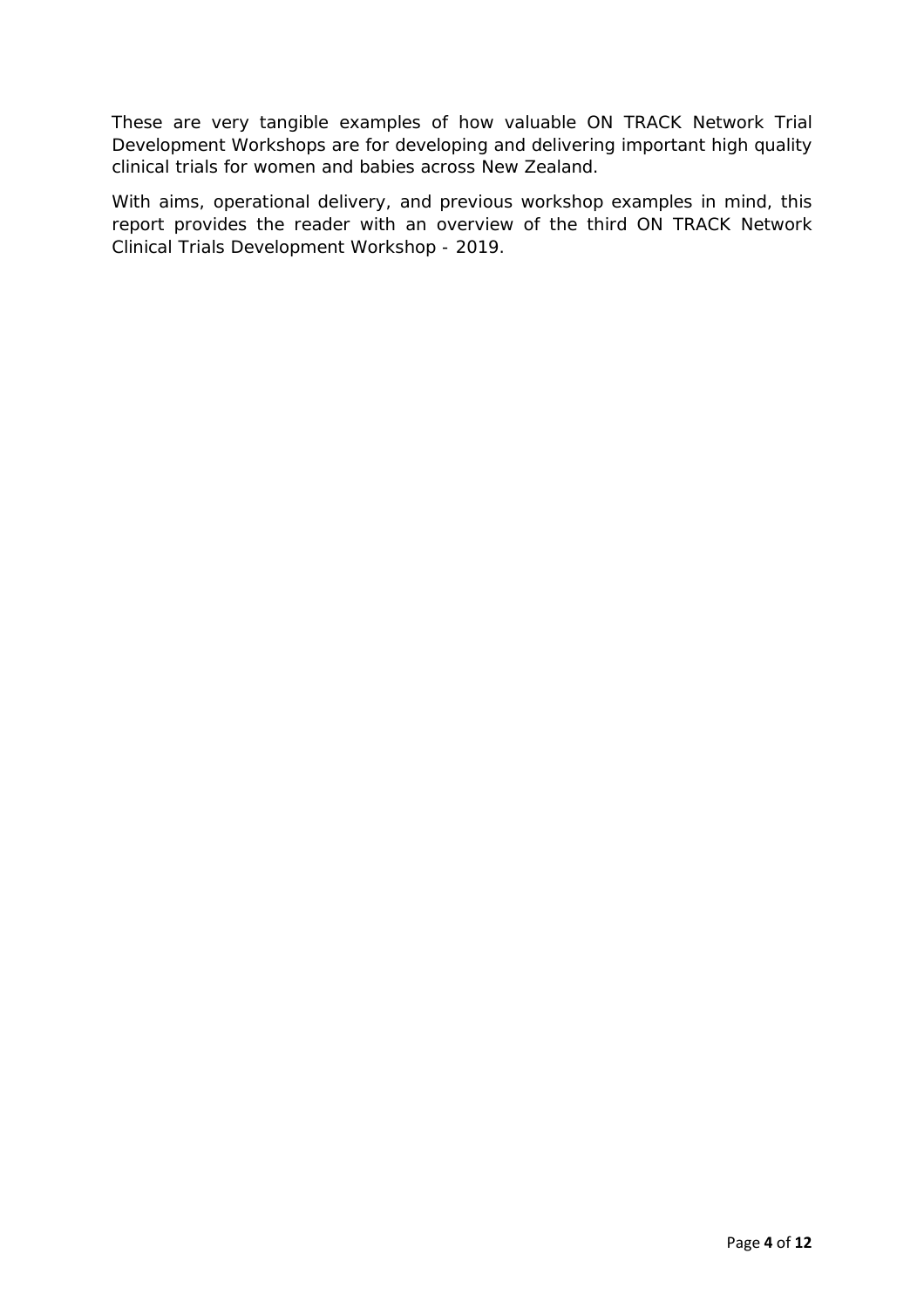These are very tangible examples of how valuable ON TRACK Network Trial Development Workshops are for developing and delivering important high quality clinical trials for women and babies across New Zealand.

With aims, operational delivery, and previous workshop examples in mind, this report provides the reader with an overview of the third ON TRACK Network Clinical Trials Development Workshop - 2019.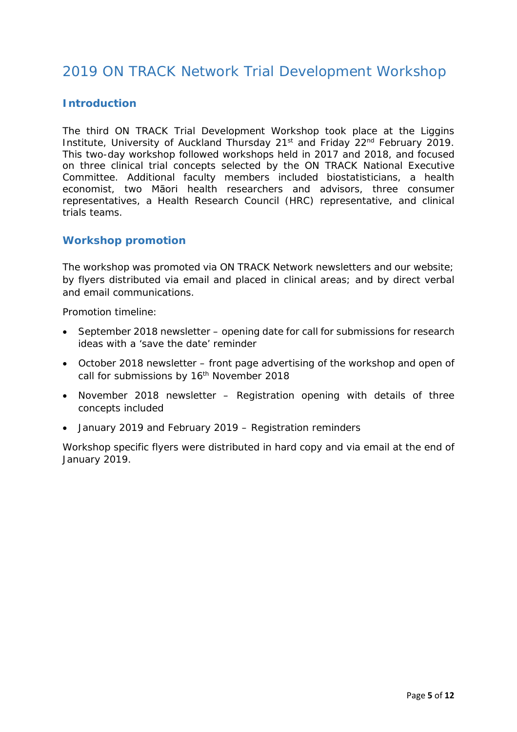# 2019 ON TRACK Network Trial Development Workshop

## Introduction

The third ON TRACK Trial Development Workshop took place at the Liggins Institute, University of Auckland Thursday 21st and Friday 22nd February 2019. This two-day workshop followed workshops held in 2017 and 2018, and focused on three clinical trial concepts selected by the ON TRACK National Executive Committee. Additional faculty members included biostatisticians, a health economist, two Māori health researchers and advisors, three consumer representatives, a Health Research Council (HRC) representative, and clinical trials teams.

## Workshop promotion

The workshop was promoted via ON TRACK Network newsletters and our website; by flyers distributed via email and placed in clinical areas; and by direct verbal and email communications.

Promotion timeline:

- September 2018 newsletter – opening date for call for submissions for research ideas with a 'save the date' reminder
- October 2018 newsletter – front page advertising of the workshop and open of call for submissions by 16th November 2018
- November 2018 newsletter – Registration opening with details of three concepts included
- January 2019 and February 2019 – Registration reminders

Workshop specific flyers were distributed in hard copy and via email at the end of January 2019.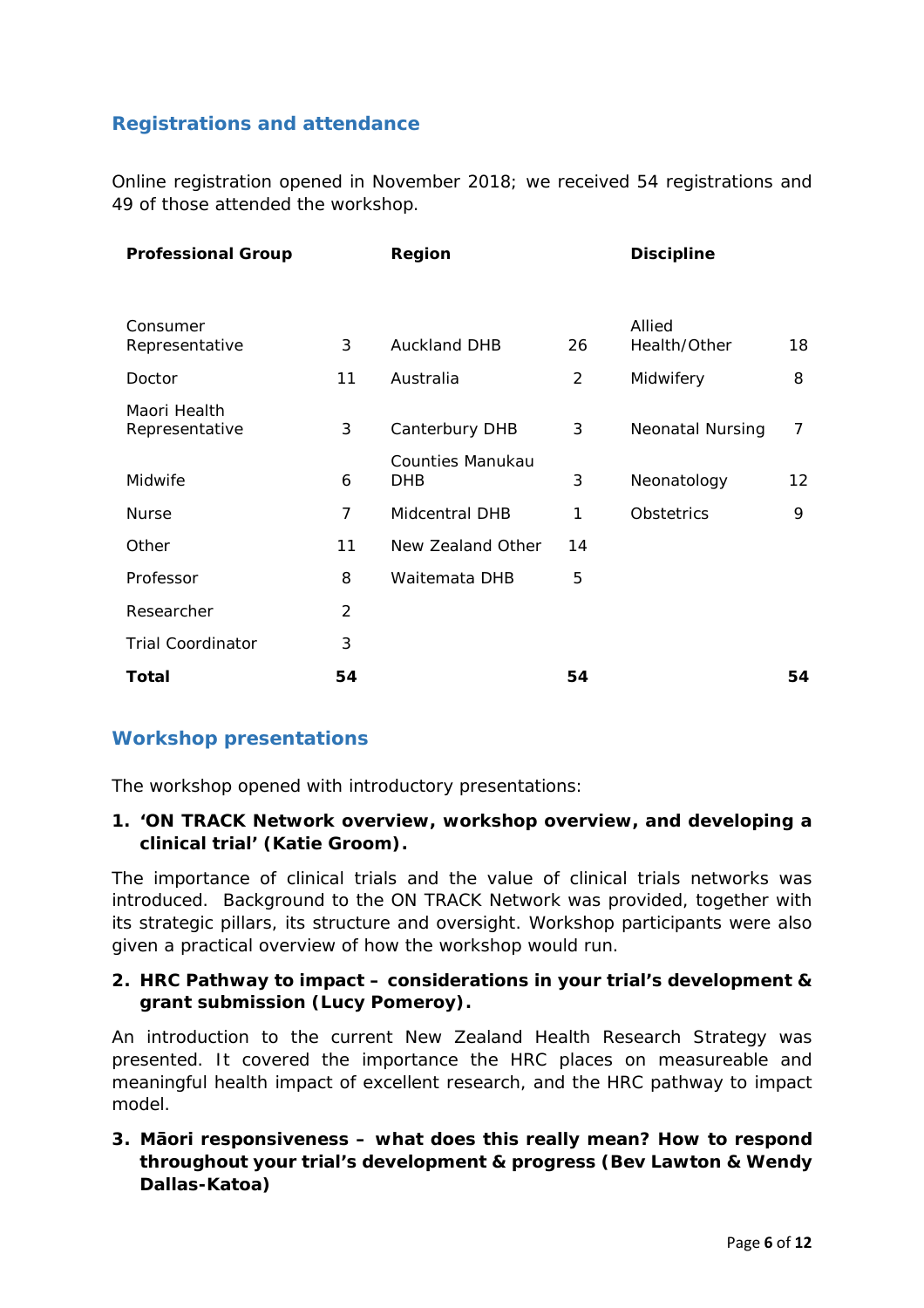## Registrations and attendance

Online registration opened in November 2018; we received 54 registrations and 49 of those attended the workshop.

| Professional Group | | Region | | Discipline | |
|---|---|---|---|---|---|
| Consumer Representative | 3 | Auckland DHB | 26 | Allied Health/Other | 18 |
| Doctor | 11 | Australia | 2 | Midwifery | 8 |
| Maori Health Representative | 3 | Canterbury DHB | 3 | Neonatal Nursing | 7 |
| Midwife | 6 | Counties Manukau DHB | 3 | Neonatology | 12 |
| Nurse | 7 | Midcentral DHB | 1 | Obstetrics | 9 |
| Other | 11 | New Zealand Other | 14 | | |
| Professor | 8 | Waitemata DHB | 5 | | |
| Researcher | 2 | | | | |
| Trial Coordinator | 3 | | | | |
| **Total** | **54** | | **54** | | **54** |

## Workshop presentations

The workshop opened with introductory presentations:

1. **'ON TRACK Network overview, workshop overview, and developing a clinical trial' (Katie Groom).**

The importance of clinical trials and the value of clinical trials networks was introduced. Background to the ON TRACK Network was provided, together with its strategic pillars, its structure and oversight. Workshop participants were also given a practical overview of how the workshop would run.

2. **HRC Pathway to impact – considerations in your trial's development & grant submission (Lucy Pomeroy).**

An introduction to the current New Zealand Health Research Strategy was presented. It covered the importance the HRC places on measureable and meaningful health impact of excellent research, and the HRC pathway to impact model.

3. **Māori responsiveness – what does this really mean? How to respond throughout your trial's development & progress (Bev Lawton & Wendy Dallas-Katoa)**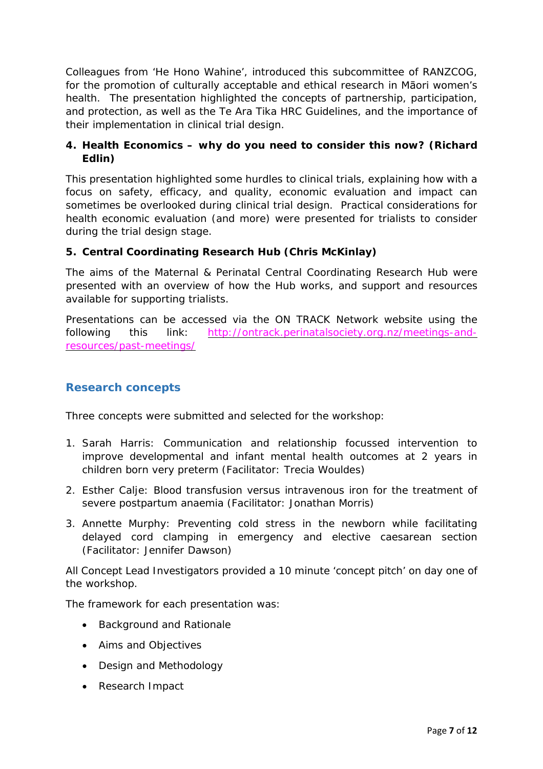Colleagues from 'He Hono Wahine', introduced this subcommittee of RANZCOG, for the promotion of culturally acceptable and ethical research in Māori women's health. The presentation highlighted the concepts of partnership, participation, and protection, as well as the Te Ara Tika HRC Guidelines, and the importance of their implementation in clinical trial design.

**4. Health Economics – why do you need to consider this now? (Richard Edlin)**

This presentation highlighted some hurdles to clinical trials, explaining how with a focus on safety, efficacy, and quality, economic evaluation and impact can sometimes be overlooked during clinical trial design. Practical considerations for health economic evaluation (and more) were presented for trialists to consider during the trial design stage.

**5. Central Coordinating Research Hub (Chris McKinlay)**

The aims of the Maternal & Perinatal Central Coordinating Research Hub were presented with an overview of how the Hub works, and support and resources available for supporting trialists.

Presentations can be accessed via the ON TRACK Network website using the following this link: [http://ontrack.perinatalsociety.org.nz/meetings-and-resources/past-meetings/](http://ontrack.perinatalsociety.org.nz/meetings-and-resources/past-meetings/)

## Research concepts

Three concepts were submitted and selected for the workshop:

1. Sarah Harris: Communication and relationship focussed intervention to improve developmental and infant mental health outcomes at 2 years in children born very preterm (Facilitator: Trecia Wouldes)
2. Esther Calje: Blood transfusion versus intravenous iron for the treatment of severe postpartum anaemia (Facilitator: Jonathan Morris)
3. Annette Murphy: Preventing cold stress in the newborn while facilitating delayed cord clamping in emergency and elective caesarean section (Facilitator: Jennifer Dawson)

All Concept Lead Investigators provided a 10 minute 'concept pitch' on day one of the workshop.

The framework for each presentation was:

- Background and Rationale
- Aims and Objectives
- Design and Methodology
- Research Impact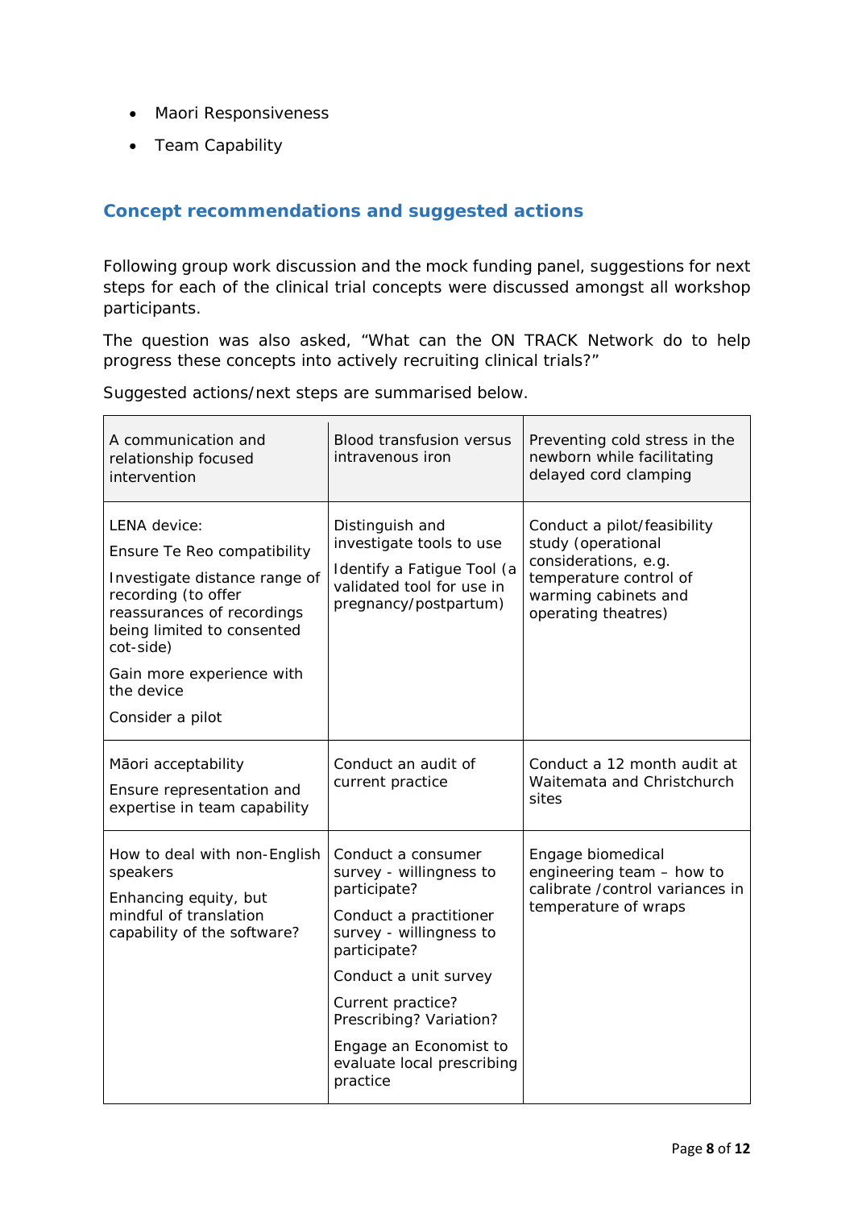- Maori Responsiveness
- Team Capability

## Concept recommendations and suggested actions

Following group work discussion and the mock funding panel, suggestions for next steps for each of the clinical trial concepts were discussed amongst all workshop participants.

The question was also asked, "What can the ON TRACK Network do to help progress these concepts into actively recruiting clinical trials?"

Suggested actions/next steps are summarised below.

| A communication and relationship focused intervention | Blood transfusion versus intravenous iron | Preventing cold stress in the newborn while facilitating delayed cord clamping |
| --- | --- | --- |
| LENA device:<br>Ensure Te Reo compatibility<br>Investigate distance range of recording (to offer reassurances of recordings being limited to consented cot-side)<br>Gain more experience with the device<br>Consider a pilot | Distinguish and investigate tools to use<br>Identify a Fatigue Tool (a validated tool for use in pregnancy/postpartum) | Conduct a pilot/feasibility study (operational considerations, e.g. temperature control of warming cabinets and operating theatres) |
| Māori acceptability<br>Ensure representation and expertise in team capability | Conduct an audit of current practice | Conduct a 12 month audit at Waitemata and Christchurch sites |
| How to deal with non-English speakers<br>Enhancing equity, but mindful of translation capability of the software? | Conduct a consumer survey - willingness to participate?<br>Conduct a practitioner survey - willingness to participate?<br>Conduct a unit survey<br>Current practice? Prescribing? Variation?<br>Engage an Economist to evaluate local prescribing practice | Engage biomedical engineering team – how to calibrate /control variances in temperature of wraps |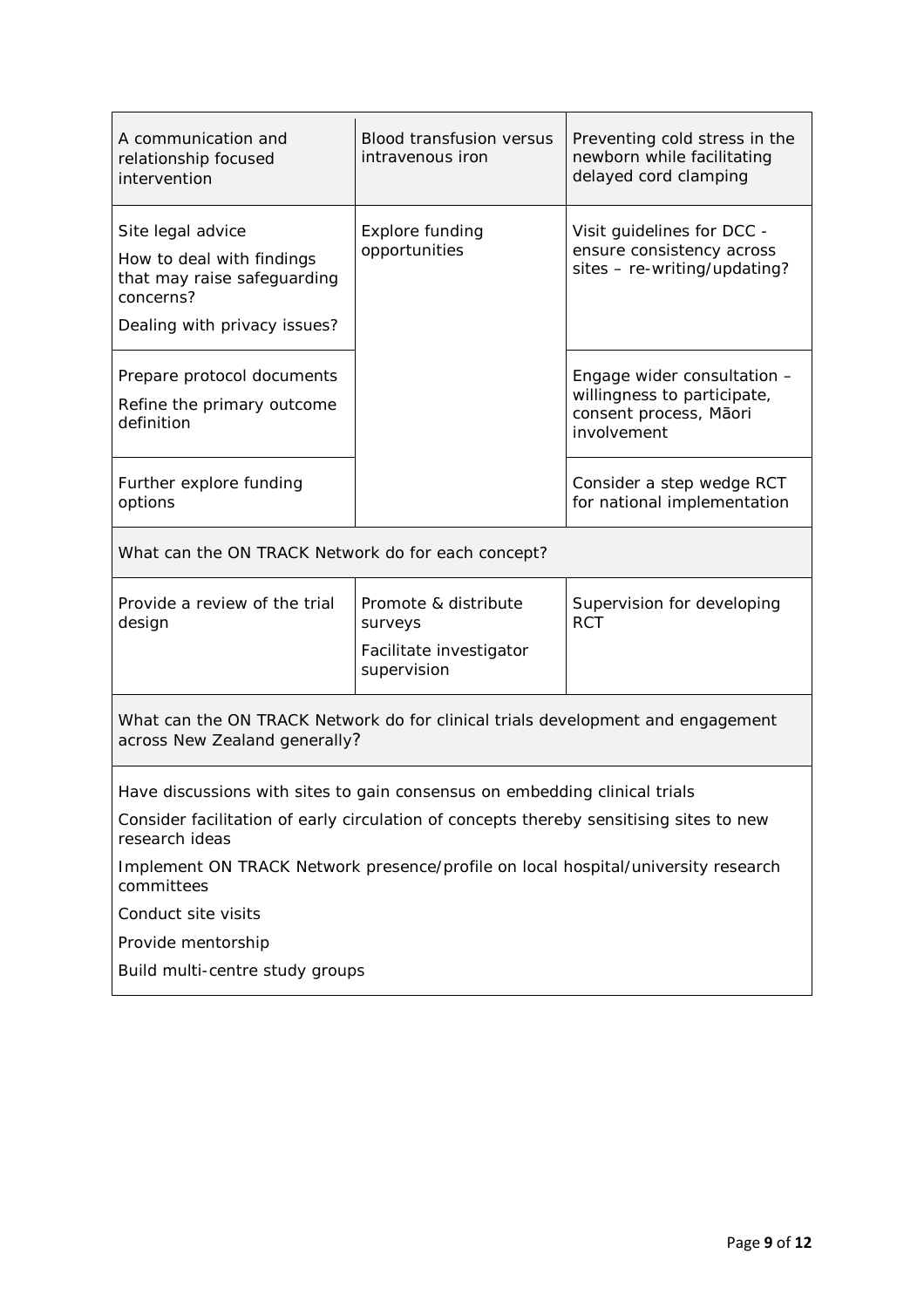| A communication and relationship focused intervention | Blood transfusion versus intravenous iron | Preventing cold stress in the newborn while facilitating delayed cord clamping |
|---|---|---|
| Site legal advice<br>How to deal with findings that may raise safeguarding concerns?<br>Dealing with privacy issues? | Explore funding opportunities | Visit guidelines for DCC - ensure consistency across sites – re-writing/updating? |
| Prepare protocol documents<br>Refine the primary outcome definition | | Engage wider consultation – willingness to participate, consent process, Māori involvement |
| Further explore funding options | | Consider a step wedge RCT for national implementation |
| **What can the ON TRACK Network do for each concept?** | | |
| Provide a review of the trial design | Promote & distribute surveys<br>Facilitate investigator supervision | Supervision for developing RCT |
| **What can the ON TRACK Network do for clinical trials development and engagement across New Zealand generally?** | | |
| Have discussions with sites to gain consensus on embedding clinical trials<br>Consider facilitation of early circulation of concepts thereby sensitising sites to new research ideas<br>Implement ON TRACK Network presence/profile on local hospital/university research committees<br>Conduct site visits<br>Provide mentorship<br>Build multi-centre study groups | | |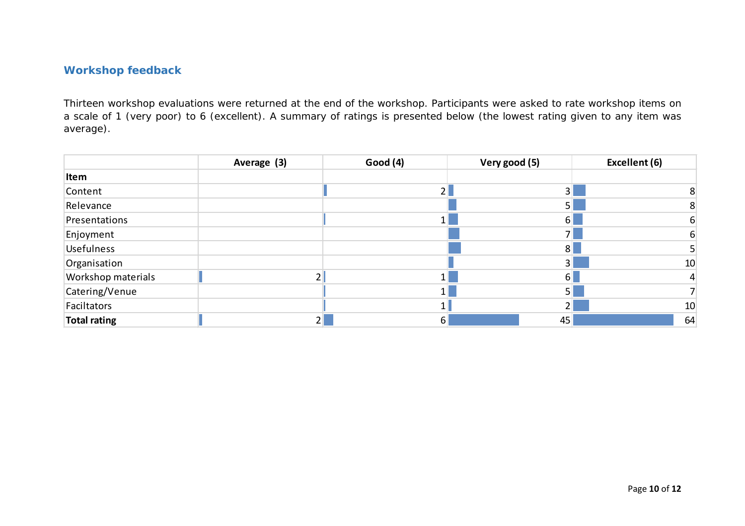### Workshop feedback

Thirteen workshop evaluations were returned at the end of the workshop. Participants were asked to rate workshop items on a scale of 1 (very poor) to 6 (excellent). A summary of ratings is presented below (the lowest rating given to any item was average).

| | Average (3) | Good (4) | Very good (5) | Excellent (6) |
|---|---|---|---|---|
| **Item** | | | | |
| Content | | 2 | 3 | 8 |
| Relevance | | | 5 | 8 |
| Presentations | | 1 | 6 | 6 |
| Enjoyment | | | 7 | 6 |
| Usefulness | | | 8 | 5 |
| Organisation | | | 3 | 10 |
| Workshop materials | 2 | 1 | 6 | 4 |
| Catering/Venue | | 1 | 5 | 7 |
| Faciltators | | 1 | 2 | 10 |
| **Total rating** | 2 | 6 | 45 | 64 |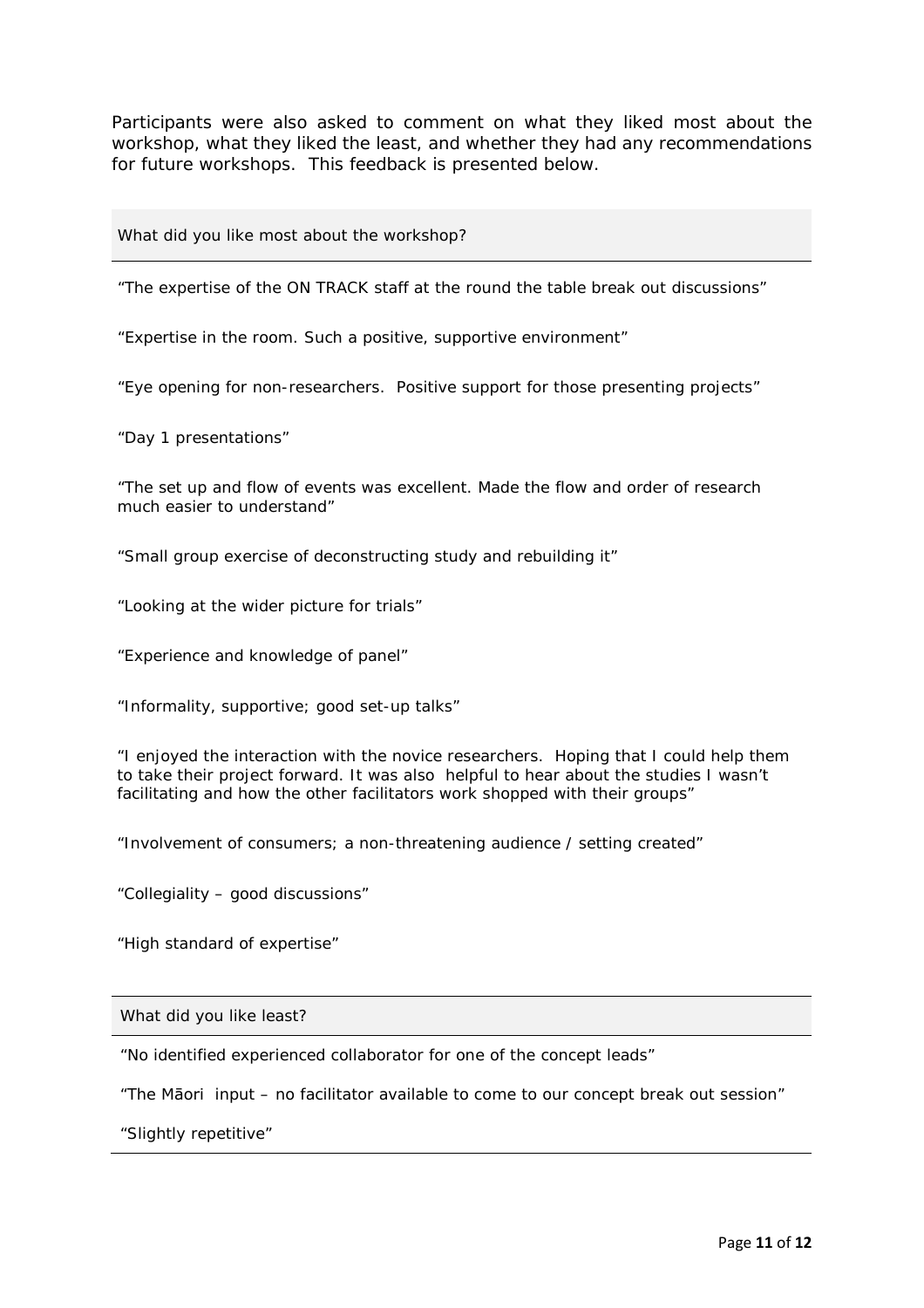Participants were also asked to comment on what they liked most about the workshop, what they liked the least, and whether they had any recommendations for future workshops. This feedback is presented below.

| What did you like most about the workshop? |
| --- |
| "The expertise of the ON TRACK staff at the round the table break out discussions" |
| "Expertise in the room. Such a positive, supportive environment" |
| "Eye opening for non-researchers. Positive support for those presenting projects" |
| "Day 1 presentations" |
| "The set up and flow of events was excellent. Made the flow and order of research much easier to understand" |
| "Small group exercise of deconstructing study and rebuilding it" |
| "Looking at the wider picture for trials" |
| "Experience and knowledge of panel" |
| "Informality, supportive; good set-up talks" |
| "I enjoyed the interaction with the novice researchers. Hoping that I could help them to take their project forward. It was also helpful to hear about the studies I wasn't facilitating and how the other facilitators work shopped with their groups" |
| "Involvement of consumers; a non-threatening audience / setting created" |
| "Collegiality – good discussions" |
| "High standard of expertise" |

| What did you like least? |
| --- |
| "No identified experienced collaborator for one of the concept leads" |
| "The Māori input – no facilitator available to come to our concept break out session" |
| "Slightly repetitive" |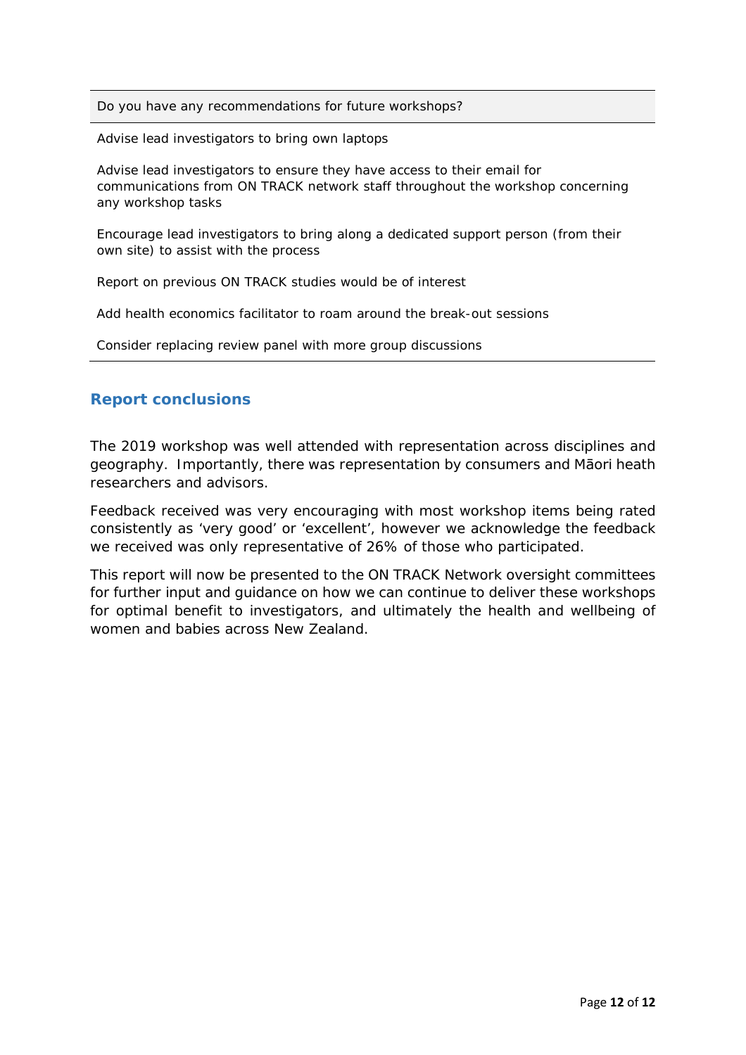| Do you have any recommendations for future workshops? |
| --- |
| Advise lead investigators to bring own laptops |
| Advise lead investigators to ensure they have access to their email for communications from ON TRACK network staff throughout the workshop concerning any workshop tasks |
| Encourage lead investigators to bring along a dedicated support person (from their own site) to assist with the process |
| Report on previous ON TRACK studies would be of interest |
| Add health economics facilitator to roam around the break-out sessions |
| Consider replacing review panel with more group discussions |

## Report conclusions

The 2019 workshop was well attended with representation across disciplines and geography. Importantly, there was representation by consumers and Māori heath researchers and advisors.

Feedback received was very encouraging with most workshop items being rated consistently as 'very good' or 'excellent', however we acknowledge the feedback we received was only representative of 26% of those who participated.

This report will now be presented to the ON TRACK Network oversight committees for further input and guidance on how we can continue to deliver these workshops for optimal benefit to investigators, and ultimately the health and wellbeing of women and babies across New Zealand.